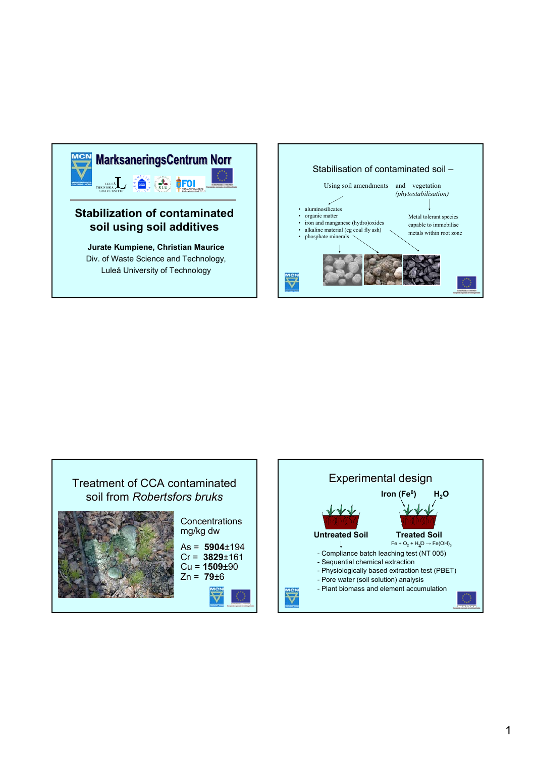## MarksaneringsCentrum Norr

# Stabilization of contaminated soil using soil additives

**Jurate Kumpiene, Christian Maurice**

Div. of Waste Science and Technology,
Luleå University of Technology

---

## Stabilisation of contaminated soil –

Using soil amendments and vegetation *(phytostabilisation)*

- aluminosilicates
- organic matter
- iron and manganese (hydro)oxides
- alkaline material (eg coal fly ash)
- phosphate minerals

Metal tolerant species capable to immobilise metals within root zone

---

## Treatment of CCA contaminated soil from *Robertsfors bruks*

Concentrations mg/kg dw

As = **5904**±194
Cr = **3829**±161
Cu = **1509**±90
Zn = **79**±6

---

## Experimental design

Iron ($Fe^0$) $H_2O$

**Untreated Soil** **Treated Soil**

$Fe + O_2 + H_2O \rightarrow Fe(OH)_3$

- Compliance batch leaching test (NT 005)
- Sequential chemical extraction
- Physiologically based extraction test (PBET)
- Pore water (soil solution) analysis
- Plant biomass and element accumulation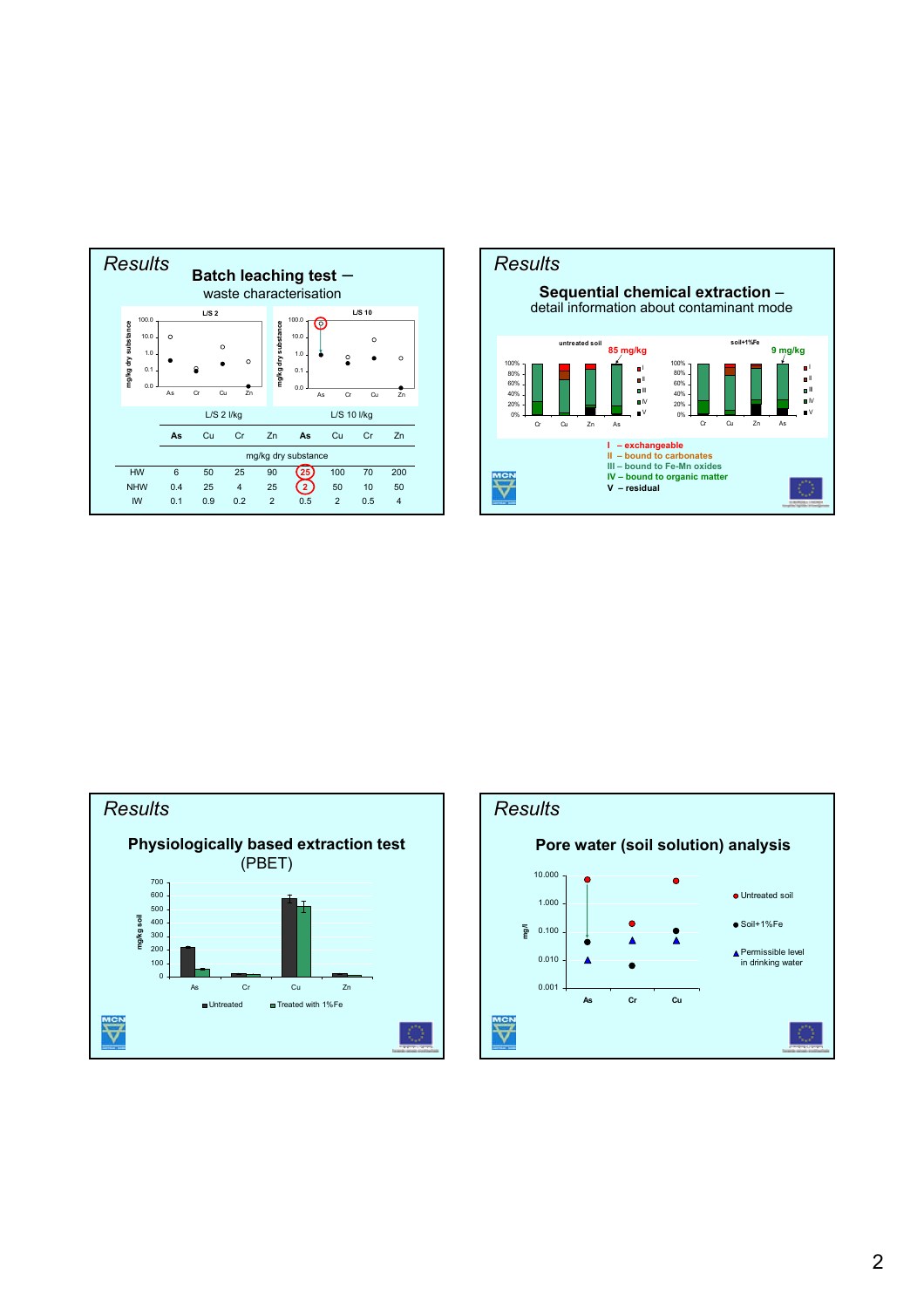## Results

### Batch leaching test – waste characterisation

L/S 2 | L/S 10

| | L/S 2 l/kg | | | | L/S 10 l/kg | | | |
|---|---|---|---|---|---|---|---|---|
| | **As** | Cu | Cr | Zn | **As** | Cu | Cr | Zn |
| | mg/kg dry substance | | | | | | | |
| HW | 6 | 50 | 25 | 90 | 25 | 100 | 70 | 200 |
| NHW | 0.4 | 25 | 4 | 25 | 2 | 50 | 10 | 50 |
| IW | 0.1 | 0.9 | 0.2 | 2 | 0.5 | 2 | 0.5 | 4 |

## Results

### Sequential chemical extraction – detail information about contaminant mode

untreated soil: 85 mg/kg

soil+1%Fe: 9 mg/kg

- I – exchangeable
- II – bound to carbonates
- III – bound to Fe-Mn oxides
- IV – bound to organic matter
- V – residual

## Results

### Physiologically based extraction test (PBET)

Untreated | Treated with 1%Fe

## Results

### Pore water (soil solution) analysis

- Untreated soil
- Soil+1%Fe
- Permissible level in drinking water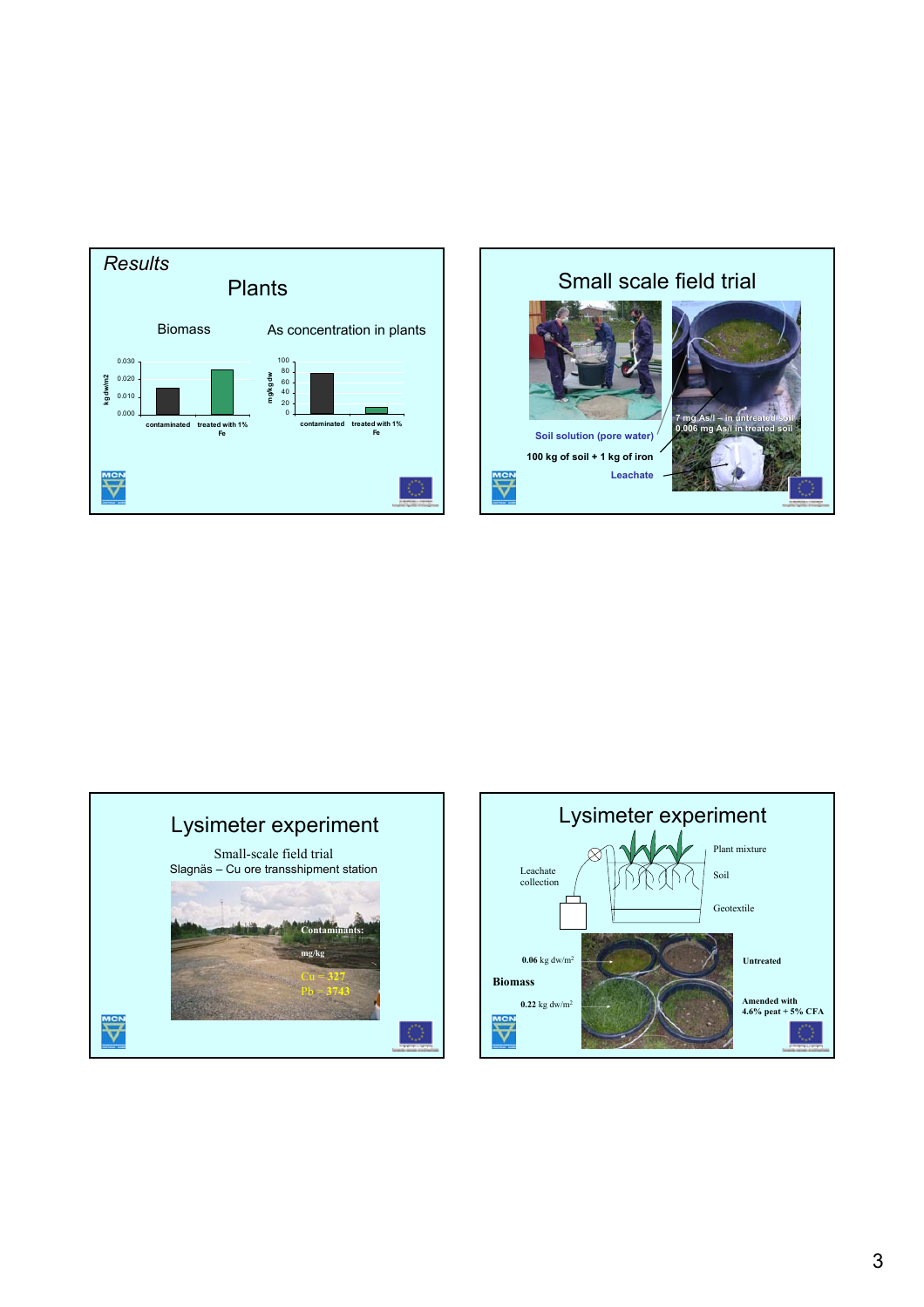## *Results*

### Plants

**Biomass**

| | kg dw/m2 |
|---|---|
| contaminated | ~0.015 |
| treated with 1% Fe | ~0.025 |

**As concentration in plants**

| | mg/kg dw |
|---|---|
| contaminated | ~78 |
| treated with 1% Fe | ~12 |

## Small scale field trial

Soil solution (pore water)

100 kg of soil + 1 kg of iron

Leachate

7 mg As/l – in untreated soil
0.006 mg As/l in treated soil

## Lysimeter experiment

Small-scale field trial

Slagnäs – Cu ore transshipment station

Contaminants:

mg/kg

Cu = 327

Pb = 3743

## Lysimeter experiment

Leachate collection

Plant mixture

Soil

Geotextile

**Biomass**

**0.06** kg dw/m$^2$ — **Untreated**

**0.22** kg dw/m$^2$ — **Amended with 4.6% peat + 5% CFA**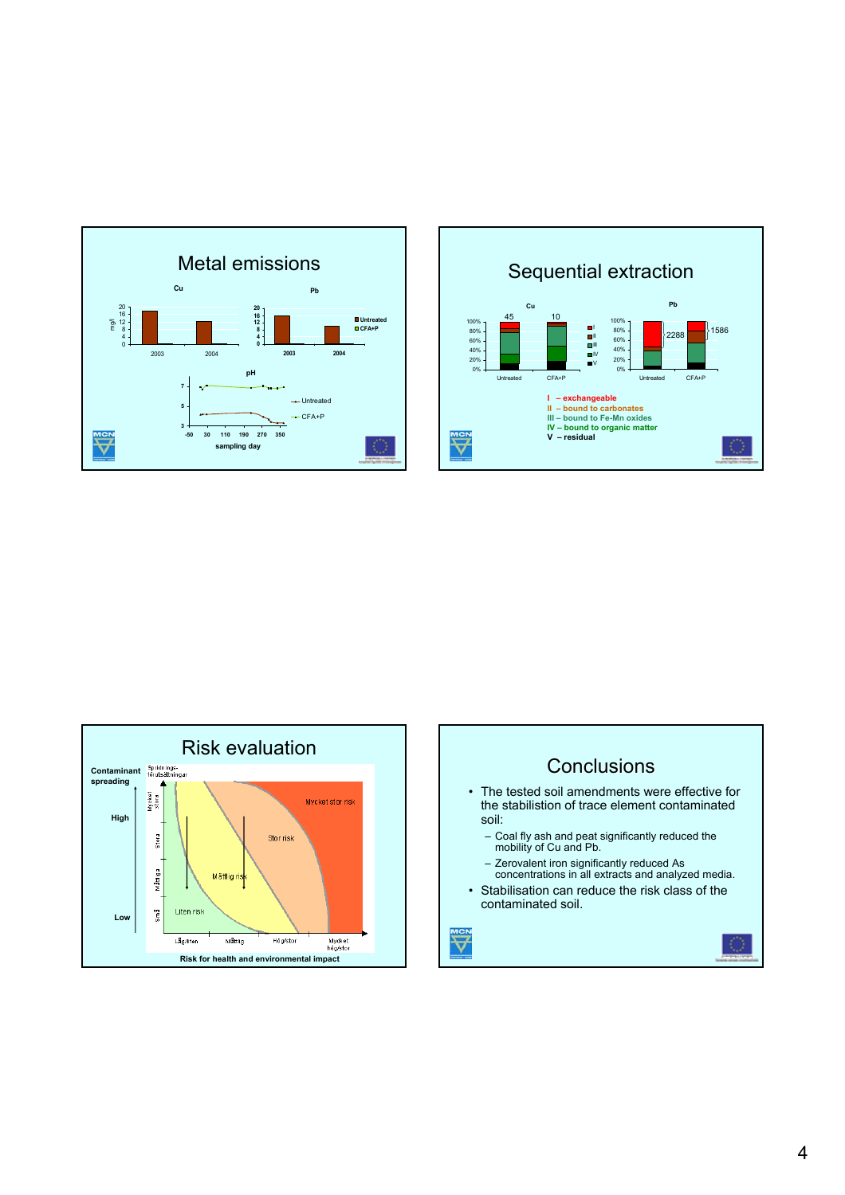# Metal emissions

Cu

Pb

mg/l

20
16
12
8
4
0

2003
2004

Untreated
CFA+P

pH

7
5
3

-50 30 110 190 270 350

sampling day

Untreated
CFA+P

# Sequential extraction

Cu

Pb

45
10

2288
1586

100%
80%
60%
40%
20%
0%

Untreated
CFA+P

I
II
III
IV
V

I – exchangeable
II – bound to carbonates
III – bound to Fe-Mn oxides
IV – bound to organic matter
V – residual

# Risk evaluation

Contaminant spreading

High

Low

Spridnings-förutsättningar

Mycket stora
Stora
Måttliga
Små

Mycket stor risk
Stor risk
Måttlig risk
Liten risk

Låg/liten
Måttlig
Hög/stor
Mycket hög/stor

Risk for health and environmental impact

# Conclusions

- The tested soil amendments were effective for the stabilisation of trace element contaminated soil:
  - Coal fly ash and peat significantly reduced the mobility of Cu and Pb.
  - Zerovalent iron significantly reduced As concentrations in all extracts and analyzed media.
- Stabilisation can reduce the risk class of the contaminated soil.